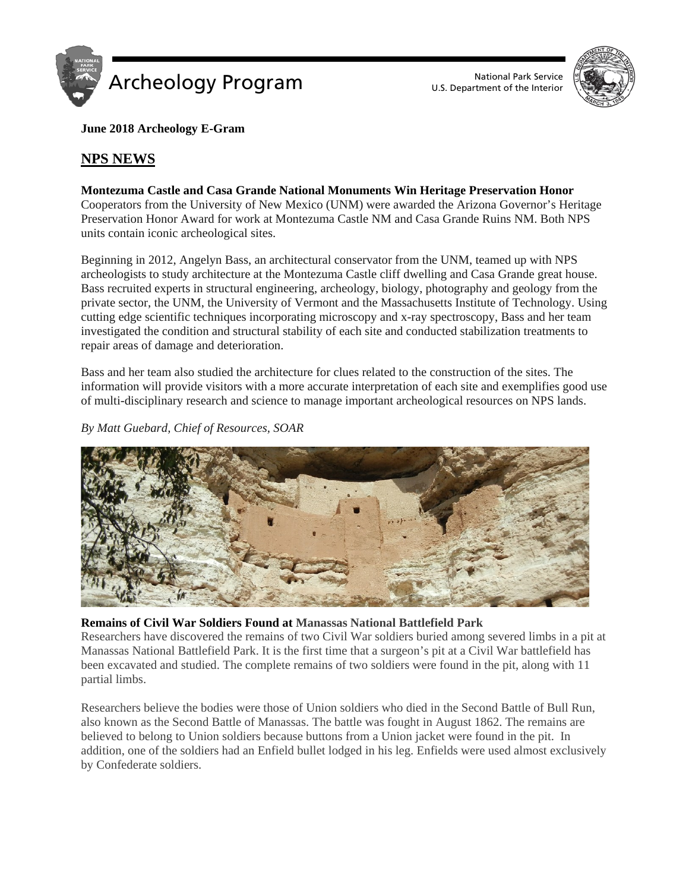# Archeology Program

National Park Service
U.S. Department of the Interior

**June 2018 Archeology E-Gram**

## NPS NEWS

**Montezuma Castle and Casa Grande National Monuments Win Heritage Preservation Honor**
Cooperators from the University of New Mexico (UNM) were awarded the Arizona Governor's Heritage Preservation Honor Award for work at Montezuma Castle NM and Casa Grande Ruins NM. Both NPS units contain iconic archeological sites.

Beginning in 2012, Angelyn Bass, an architectural conservator from the UNM, teamed up with NPS archeologists to study architecture at the Montezuma Castle cliff dwelling and Casa Grande great house. Bass recruited experts in structural engineering, archeology, biology, photography and geology from the private sector, the UNM, the University of Vermont and the Massachusetts Institute of Technology. Using cutting edge scientific techniques incorporating microscopy and x-ray spectroscopy, Bass and her team investigated the condition and structural stability of each site and conducted stabilization treatments to repair areas of damage and deterioration.

Bass and her team also studied the architecture for clues related to the construction of the sites. The information will provide visitors with a more accurate interpretation of each site and exemplifies good use of multi-disciplinary research and science to manage important archeological resources on NPS lands.

*By Matt Guebard, Chief of Resources, SOAR*

**Remains of Civil War Soldiers Found at Manassas National Battlefield Park**
Researchers have discovered the remains of two Civil War soldiers buried among severed limbs in a pit at Manassas National Battlefield Park. It is the first time that a surgeon's pit at a Civil War battlefield has been excavated and studied. The complete remains of two soldiers were found in the pit, along with 11 partial limbs.

Researchers believe the bodies were those of Union soldiers who died in the Second Battle of Bull Run, also known as the Second Battle of Manassas. The battle was fought in August 1862. The remains are believed to belong to Union soldiers because buttons from a Union jacket were found in the pit. In addition, one of the soldiers had an Enfield bullet lodged in his leg. Enfields were used almost exclusively by Confederate soldiers.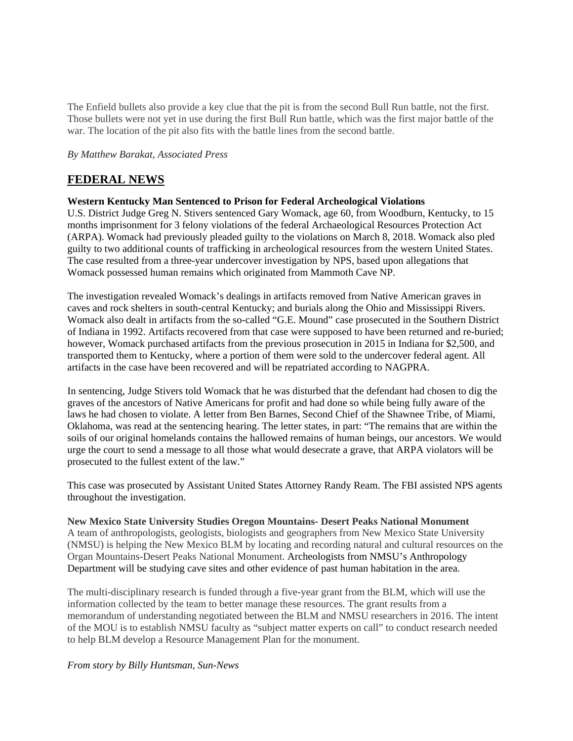The Enfield bullets also provide a key clue that the pit is from the second Bull Run battle, not the first. Those bullets were not yet in use during the first Bull Run battle, which was the first major battle of the war. The location of the pit also fits with the battle lines from the second battle.

*By Matthew Barakat, Associated Press*

## FEDERAL NEWS

**Western Kentucky Man Sentenced to Prison for Federal Archeological Violations**
U.S. District Judge Greg N. Stivers sentenced Gary Womack, age 60, from Woodburn, Kentucky, to 15 months imprisonment for 3 felony violations of the federal Archaeological Resources Protection Act (ARPA). Womack had previously pleaded guilty to the violations on March 8, 2018. Womack also pled guilty to two additional counts of trafficking in archeological resources from the western United States. The case resulted from a three-year undercover investigation by NPS, based upon allegations that Womack possessed human remains which originated from Mammoth Cave NP.

The investigation revealed Womack's dealings in artifacts removed from Native American graves in caves and rock shelters in south-central Kentucky; and burials along the Ohio and Mississippi Rivers. Womack also dealt in artifacts from the so-called "G.E. Mound" case prosecuted in the Southern District of Indiana in 1992. Artifacts recovered from that case were supposed to have been returned and re-buried; however, Womack purchased artifacts from the previous prosecution in 2015 in Indiana for $2,500, and transported them to Kentucky, where a portion of them were sold to the undercover federal agent. All artifacts in the case have been recovered and will be repatriated according to NAGPRA.

In sentencing, Judge Stivers told Womack that he was disturbed that the defendant had chosen to dig the graves of the ancestors of Native Americans for profit and had done so while being fully aware of the laws he had chosen to violate. A letter from Ben Barnes, Second Chief of the Shawnee Tribe, of Miami, Oklahoma, was read at the sentencing hearing. The letter states, in part: "The remains that are within the soils of our original homelands contains the hallowed remains of human beings, our ancestors. We would urge the court to send a message to all those what would desecrate a grave, that ARPA violators will be prosecuted to the fullest extent of the law."

This case was prosecuted by Assistant United States Attorney Randy Ream. The FBI assisted NPS agents throughout the investigation.

**New Mexico State University Studies Oregon Mountains- Desert Peaks National Monument**
A team of anthropologists, geologists, biologists and geographers from New Mexico State University (NMSU) is helping the New Mexico BLM by locating and recording natural and cultural resources on the Organ Mountains-Desert Peaks National Monument. Archeologists from NMSU's Anthropology Department will be studying cave sites and other evidence of past human habitation in the area.

The multi-disciplinary research is funded through a five-year grant from the BLM, which will use the information collected by the team to better manage these resources. The grant results from a memorandum of understanding negotiated between the BLM and NMSU researchers in 2016. The intent of the MOU is to establish NMSU faculty as "subject matter experts on call" to conduct research needed to help BLM develop a Resource Management Plan for the monument.

*From story by Billy Huntsman, Sun-News*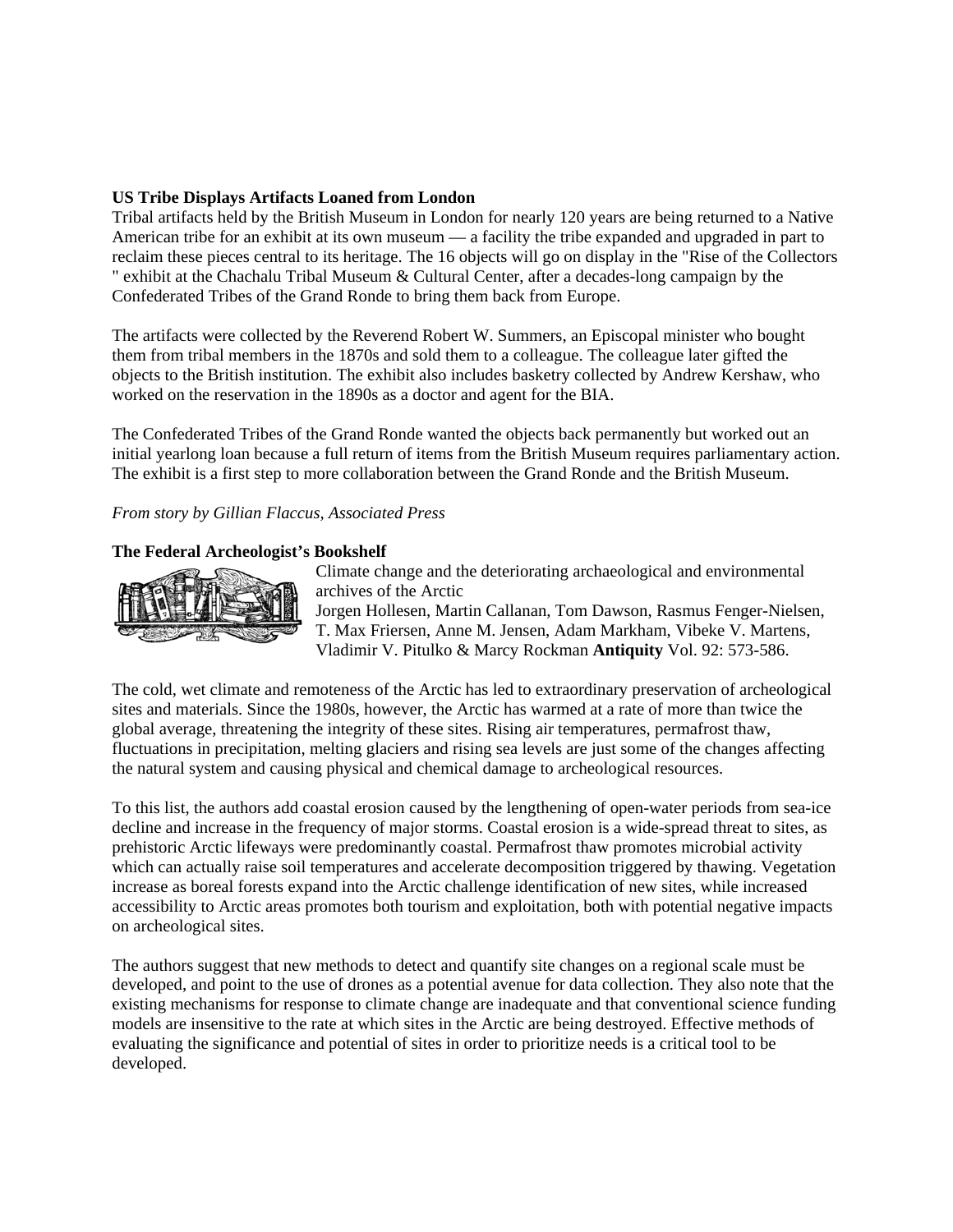**US Tribe Displays Artifacts Loaned from London**

Tribal artifacts held by the British Museum in London for nearly 120 years are being returned to a Native American tribe for an exhibit at its own museum — a facility the tribe expanded and upgraded in part to reclaim these pieces central to its heritage. The 16 objects will go on display in the "Rise of the Collectors " exhibit at the Chachalu Tribal Museum & Cultural Center, after a decades-long campaign by the Confederated Tribes of the Grand Ronde to bring them back from Europe.

The artifacts were collected by the Reverend Robert W. Summers, an Episcopal minister who bought them from tribal members in the 1870s and sold them to a colleague. The colleague later gifted the objects to the British institution. The exhibit also includes basketry collected by Andrew Kershaw, who worked on the reservation in the 1890s as a doctor and agent for the BIA.

The Confederated Tribes of the Grand Ronde wanted the objects back permanently but worked out an initial yearlong loan because a full return of items from the British Museum requires parliamentary action. The exhibit is a first step to more collaboration between the Grand Ronde and the British Museum.

*From story by Gillian Flaccus, Associated Press*

**The Federal Archeologist's Bookshelf**

Climate change and the deteriorating archaeological and environmental archives of the Arctic
Jorgen Hollesen, Martin Callanan, Tom Dawson, Rasmus Fenger-Nielsen, T. Max Friersen, Anne M. Jensen, Adam Markham, Vibeke V. Martens, Vladimir V. Pitulko & Marcy Rockman **Antiquity** Vol. 92: 573-586.

The cold, wet climate and remoteness of the Arctic has led to extraordinary preservation of archeological sites and materials. Since the 1980s, however, the Arctic has warmed at a rate of more than twice the global average, threatening the integrity of these sites. Rising air temperatures, permafrost thaw, fluctuations in precipitation, melting glaciers and rising sea levels are just some of the changes affecting the natural system and causing physical and chemical damage to archeological resources.

To this list, the authors add coastal erosion caused by the lengthening of open-water periods from sea-ice decline and increase in the frequency of major storms. Coastal erosion is a wide-spread threat to sites, as prehistoric Arctic lifeways were predominantly coastal. Permafrost thaw promotes microbial activity which can actually raise soil temperatures and accelerate decomposition triggered by thawing. Vegetation increase as boreal forests expand into the Arctic challenge identification of new sites, while increased accessibility to Arctic areas promotes both tourism and exploitation, both with potential negative impacts on archeological sites.

The authors suggest that new methods to detect and quantify site changes on a regional scale must be developed, and point to the use of drones as a potential avenue for data collection. They also note that the existing mechanisms for response to climate change are inadequate and that conventional science funding models are insensitive to the rate at which sites in the Arctic are being destroyed. Effective methods of evaluating the significance and potential of sites in order to prioritize needs is a critical tool to be developed.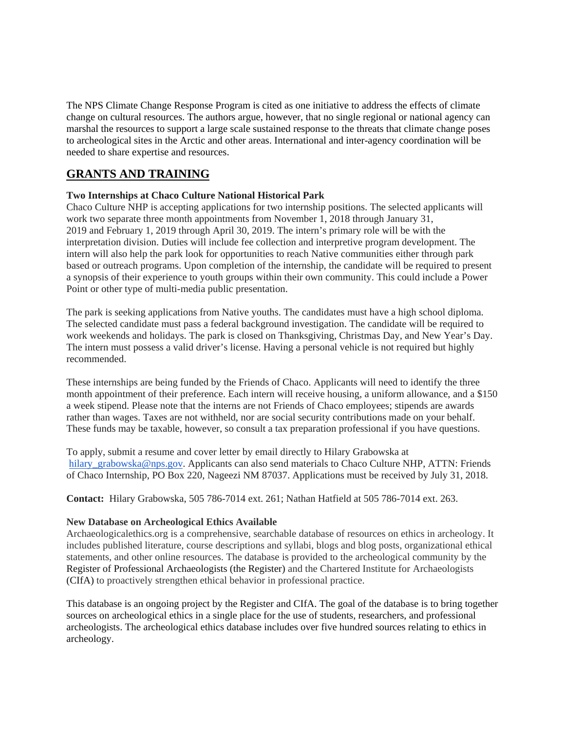The NPS Climate Change Response Program is cited as one initiative to address the effects of climate change on cultural resources. The authors argue, however, that no single regional or national agency can marshal the resources to support a large scale sustained response to the threats that climate change poses to archeological sites in the Arctic and other areas. International and inter-agency coordination will be needed to share expertise and resources.

## GRANTS AND TRAINING

**Two Internships at Chaco Culture National Historical Park**

Chaco Culture NHP is accepting applications for two internship positions. The selected applicants will work two separate three month appointments from November 1, 2018 through January 31, 2019 and February 1, 2019 through April 30, 2019. The intern's primary role will be with the interpretation division. Duties will include fee collection and interpretive program development. The intern will also help the park look for opportunities to reach Native communities either through park based or outreach programs. Upon completion of the internship, the candidate will be required to present a synopsis of their experience to youth groups within their own community. This could include a Power Point or other type of multi-media public presentation.

The park is seeking applications from Native youths. The candidates must have a high school diploma. The selected candidate must pass a federal background investigation. The candidate will be required to work weekends and holidays. The park is closed on Thanksgiving, Christmas Day, and New Year's Day. The intern must possess a valid driver's license. Having a personal vehicle is not required but highly recommended.

These internships are being funded by the Friends of Chaco. Applicants will need to identify the three month appointment of their preference. Each intern will receive housing, a uniform allowance, and a $150 a week stipend. Please note that the interns are not Friends of Chaco employees; stipends are awards rather than wages. Taxes are not withheld, nor are social security contributions made on your behalf. These funds may be taxable, however, so consult a tax preparation professional if you have questions.

To apply, submit a resume and cover letter by email directly to Hilary Grabowska at hilary_grabowska@nps.gov. Applicants can also send materials to Chaco Culture NHP, ATTN: Friends of Chaco Internship, PO Box 220, Nageezi NM 87037. Applications must be received by July 31, 2018.

**Contact:** Hilary Grabowska, 505 786-7014 ext. 261; Nathan Hatfield at 505 786-7014 ext. 263.

**New Database on Archeological Ethics Available**

Archaeologicalethics.org is a comprehensive, searchable database of resources on ethics in archeology. It includes published literature, course descriptions and syllabi, blogs and blog posts, organizational ethical statements, and other online resources. The database is provided to the archeological community by the Register of Professional Archaeologists (the Register) and the Chartered Institute for Archaeologists (CIfA) to proactively strengthen ethical behavior in professional practice.

This database is an ongoing project by the Register and CIfA. The goal of the database is to bring together sources on archeological ethics in a single place for the use of students, researchers, and professional archeologists. The archeological ethics database includes over five hundred sources relating to ethics in archeology.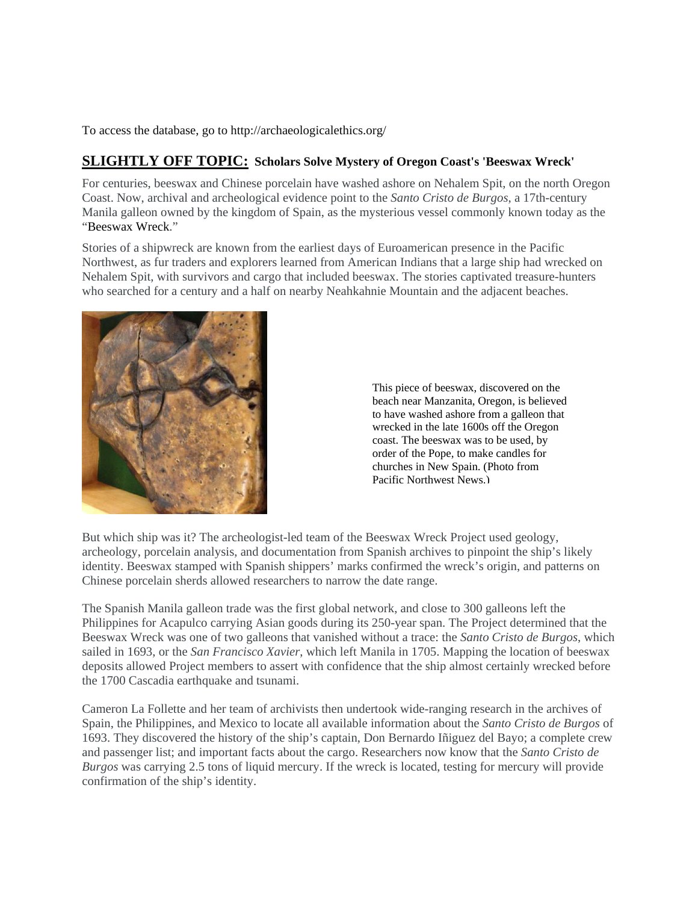To access the database, go to http://archaeologicalethics.org/

## **SLIGHTLY OFF TOPIC:** Scholars Solve Mystery of Oregon Coast's 'Beeswax Wreck'

For centuries, beeswax and Chinese porcelain have washed ashore on Nehalem Spit, on the north Oregon Coast. Now, archival and archeological evidence point to the *Santo Cristo de Burgos*, a 17th-century Manila galleon owned by the kingdom of Spain, as the mysterious vessel commonly known today as the "Beeswax Wreck."

Stories of a shipwreck are known from the earliest days of Euroamerican presence in the Pacific Northwest, as fur traders and explorers learned from American Indians that a large ship had wrecked on Nehalem Spit, with survivors and cargo that included beeswax. The stories captivated treasure-hunters who searched for a century and a half on nearby Neahkahnie Mountain and the adjacent beaches.

This piece of beeswax, discovered on the beach near Manzanita, Oregon, is believed to have washed ashore from a galleon that wrecked in the late 1600s off the Oregon coast. The beeswax was to be used, by order of the Pope, to make candles for churches in New Spain. (Photo from Pacific Northwest News.)

But which ship was it? The archeologist-led team of the Beeswax Wreck Project used geology, archeology, porcelain analysis, and documentation from Spanish archives to pinpoint the ship's likely identity. Beeswax stamped with Spanish shippers' marks confirmed the wreck's origin, and patterns on Chinese porcelain sherds allowed researchers to narrow the date range.

The Spanish Manila galleon trade was the first global network, and close to 300 galleons left the Philippines for Acapulco carrying Asian goods during its 250-year span. The Project determined that the Beeswax Wreck was one of two galleons that vanished without a trace: the *Santo Cristo de Burgos*, which sailed in 1693, or the *San Francisco Xavier*, which left Manila in 1705. Mapping the location of beeswax deposits allowed Project members to assert with confidence that the ship almost certainly wrecked before the 1700 Cascadia earthquake and tsunami.

Cameron La Follette and her team of archivists then undertook wide-ranging research in the archives of Spain, the Philippines, and Mexico to locate all available information about the *Santo Cristo de Burgos* of 1693. They discovered the history of the ship's captain, Don Bernardo Iñiguez del Bayo; a complete crew and passenger list; and important facts about the cargo. Researchers now know that the *Santo Cristo de Burgos* was carrying 2.5 tons of liquid mercury. If the wreck is located, testing for mercury will provide confirmation of the ship's identity.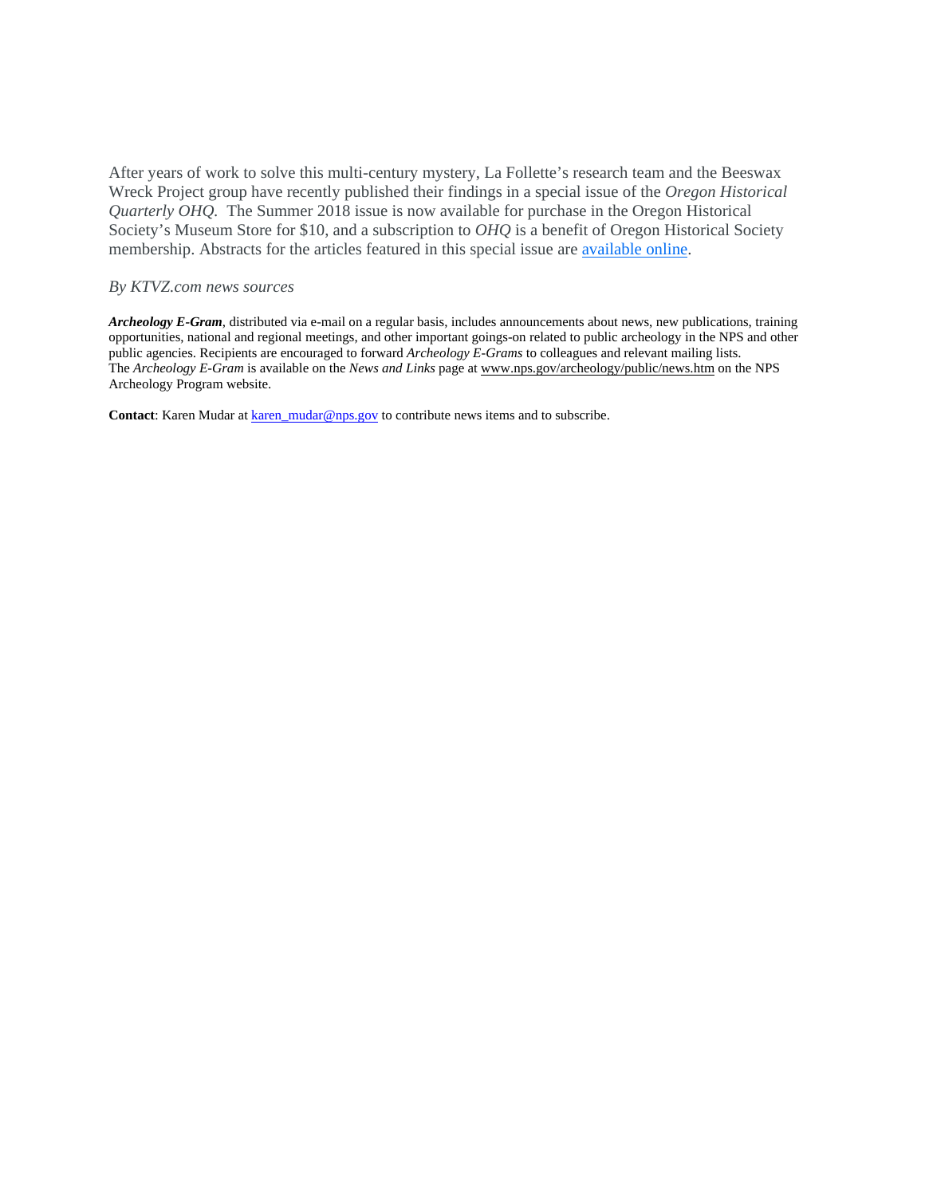After years of work to solve this multi-century mystery, La Follette's research team and the Beeswax Wreck Project group have recently published their findings in a special issue of the *Oregon Historical Quarterly OHQ.* The Summer 2018 issue is now available for purchase in the Oregon Historical Society's Museum Store for $10, and a subscription to *OHQ* is a benefit of Oregon Historical Society membership. Abstracts for the articles featured in this special issue are available online.

*By KTVZ.com news sources*

***Archeology E-Gram***, distributed via e-mail on a regular basis, includes announcements about news, new publications, training opportunities, national and regional meetings, and other important goings-on related to public archeology in the NPS and other public agencies. Recipients are encouraged to forward *Archeology E-Grams* to colleagues and relevant mailing lists. The *Archeology E-Gram* is available on the *News and Links* page at www.nps.gov/archeology/public/news.htm on the NPS Archeology Program website.

**Contact**: Karen Mudar at karen_mudar@nps.gov to contribute news items and to subscribe.